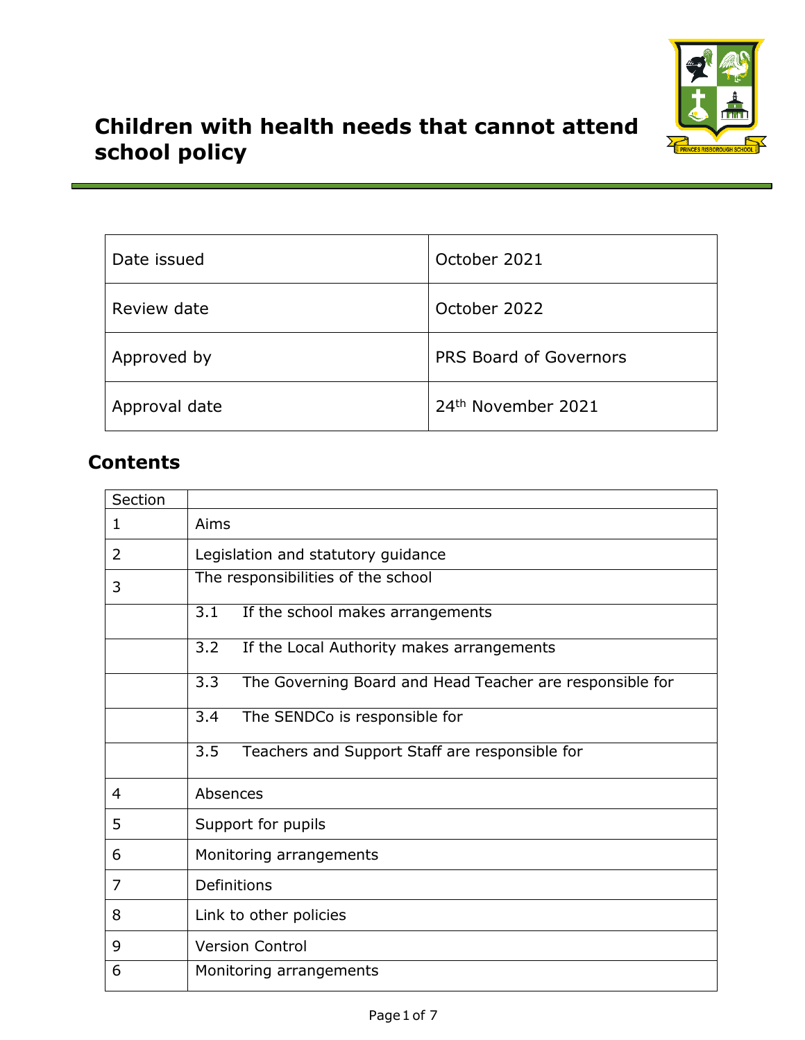# Children with health needs that cannot attend school policy

| | |
|---|---|
| Date issued | October 2021 |
| Review date | October 2022 |
| Approved by | PRS Board of Governors |
| Approval date | 24th November 2021 |

## Contents

| Section | |
|---|---|
| 1 | Aims |
| 2 | Legislation and statutory guidance |
| 3 | The responsibilities of the school |
| | 3.1 If the school makes arrangements |
| | 3.2 If the Local Authority makes arrangements |
| | 3.3 The Governing Board and Head Teacher are responsible for |
| | 3.4 The SENDCo is responsible for |
| | 3.5 Teachers and Support Staff are responsible for |
| 4 | Absences |
| 5 | Support for pupils |
| 6 | Monitoring arrangements |
| 7 | Definitions |
| 8 | Link to other policies |
| 9 | Version Control |
| 6 | Monitoring arrangements |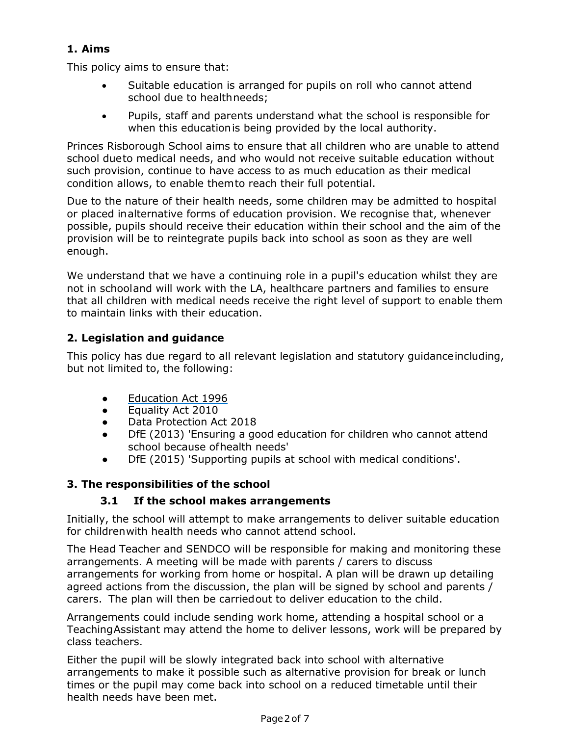## 1. Aims

This policy aims to ensure that:

- Suitable education is arranged for pupils on roll who cannot attend school due to health needs;
- Pupils, staff and parents understand what the school is responsible for when this education is being provided by the local authority.

Princes Risborough School aims to ensure that all children who are unable to attend school due to medical needs, and who would not receive suitable education without such provision, continue to have access to as much education as their medical condition allows, to enable them to reach their full potential.

Due to the nature of their health needs, some children may be admitted to hospital or placed in alternative forms of education provision. We recognise that, whenever possible, pupils should receive their education within their school and the aim of the provision will be to reintegrate pupils back into school as soon as they are well enough.

We understand that we have a continuing role in a pupil's education whilst they are not in school and will work with the LA, healthcare partners and families to ensure that all children with medical needs receive the right level of support to enable them to maintain links with their education.

## 2. Legislation and guidance

This policy has due regard to all relevant legislation and statutory guidance including, but not limited to, the following:

- Education Act 1996
- Equality Act 2010
- Data Protection Act 2018
- DfE (2013) 'Ensuring a good education for children who cannot attend school because of health needs'
- DfE (2015) 'Supporting pupils at school with medical conditions'.

## 3. The responsibilities of the school

### 3.1 If the school makes arrangements

Initially, the school will attempt to make arrangements to deliver suitable education for children with health needs who cannot attend school.

The Head Teacher and SENDCO will be responsible for making and monitoring these arrangements. A meeting will be made with parents / carers to discuss arrangements for working from home or hospital. A plan will be drawn up detailing agreed actions from the discussion, the plan will be signed by school and parents / carers. The plan will then be carried out to deliver education to the child.

Arrangements could include sending work home, attending a hospital school or a Teaching Assistant may attend the home to deliver lessons, work will be prepared by class teachers.

Either the pupil will be slowly integrated back into school with alternative arrangements to make it possible such as alternative provision for break or lunch times or the pupil may come back into school on a reduced timetable until their health needs have been met.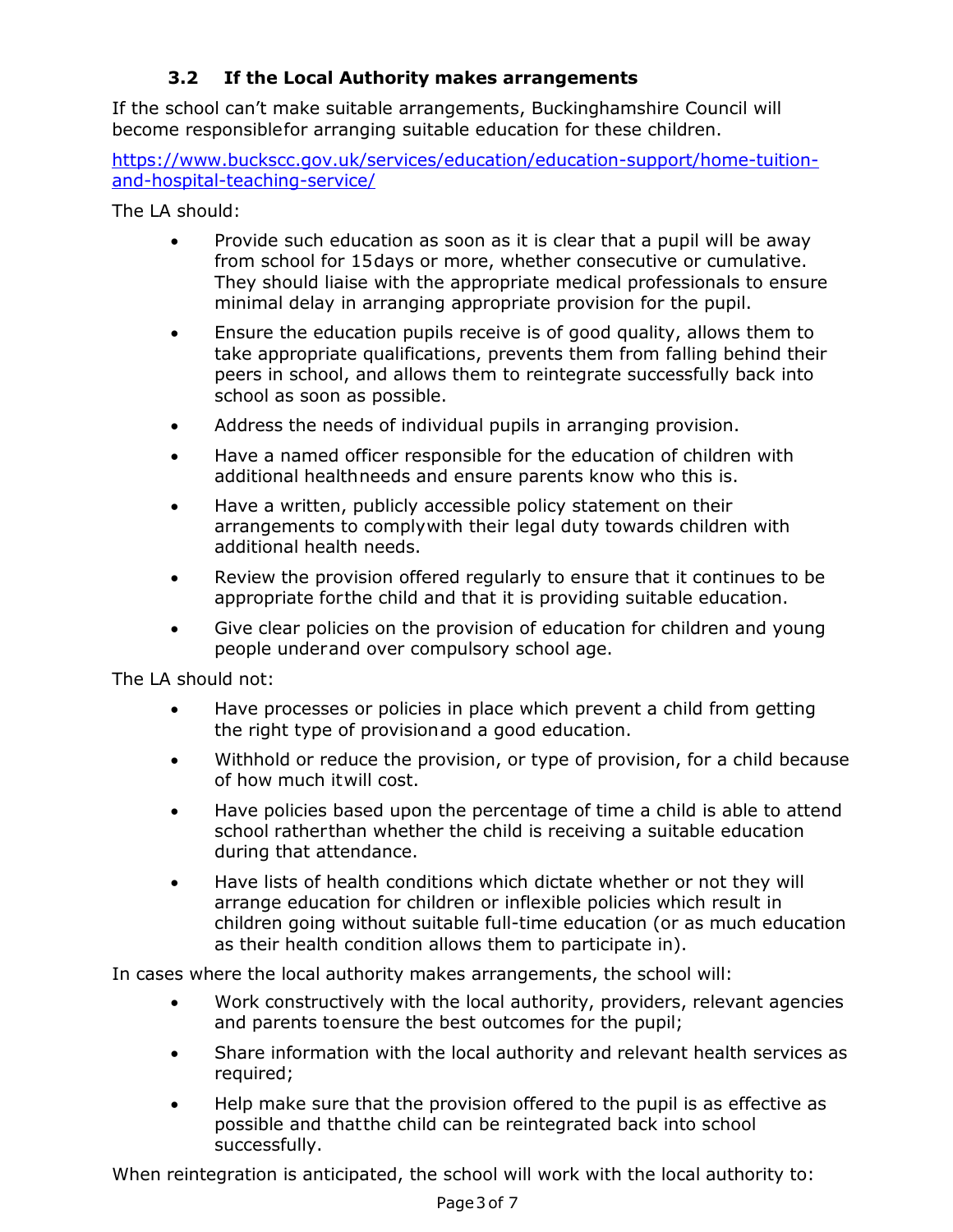### 3.2 If the Local Authority makes arrangements

If the school can't make suitable arrangements, Buckinghamshire Council will become responsible for arranging suitable education for these children.

https://www.buckscc.gov.uk/services/education/education-support/home-tuition-and-hospital-teaching-service/

The LA should:

- Provide such education as soon as it is clear that a pupil will be away from school for 15 days or more, whether consecutive or cumulative. They should liaise with the appropriate medical professionals to ensure minimal delay in arranging appropriate provision for the pupil.
- Ensure the education pupils receive is of good quality, allows them to take appropriate qualifications, prevents them from falling behind their peers in school, and allows them to reintegrate successfully back into school as soon as possible.
- Address the needs of individual pupils in arranging provision.
- Have a named officer responsible for the education of children with additional health needs and ensure parents know who this is.
- Have a written, publicly accessible policy statement on their arrangements to comply with their legal duty towards children with additional health needs.
- Review the provision offered regularly to ensure that it continues to be appropriate for the child and that it is providing suitable education.
- Give clear policies on the provision of education for children and young people under and over compulsory school age.

The LA should not:

- Have processes or policies in place which prevent a child from getting the right type of provision and a good education.
- Withhold or reduce the provision, or type of provision, for a child because of how much it will cost.
- Have policies based upon the percentage of time a child is able to attend school rather than whether the child is receiving a suitable education during that attendance.
- Have lists of health conditions which dictate whether or not they will arrange education for children or inflexible policies which result in children going without suitable full-time education (or as much education as their health condition allows them to participate in).

In cases where the local authority makes arrangements, the school will:

- Work constructively with the local authority, providers, relevant agencies and parents to ensure the best outcomes for the pupil;
- Share information with the local authority and relevant health services as required;
- Help make sure that the provision offered to the pupil is as effective as possible and that the child can be reintegrated back into school successfully.

When reintegration is anticipated, the school will work with the local authority to: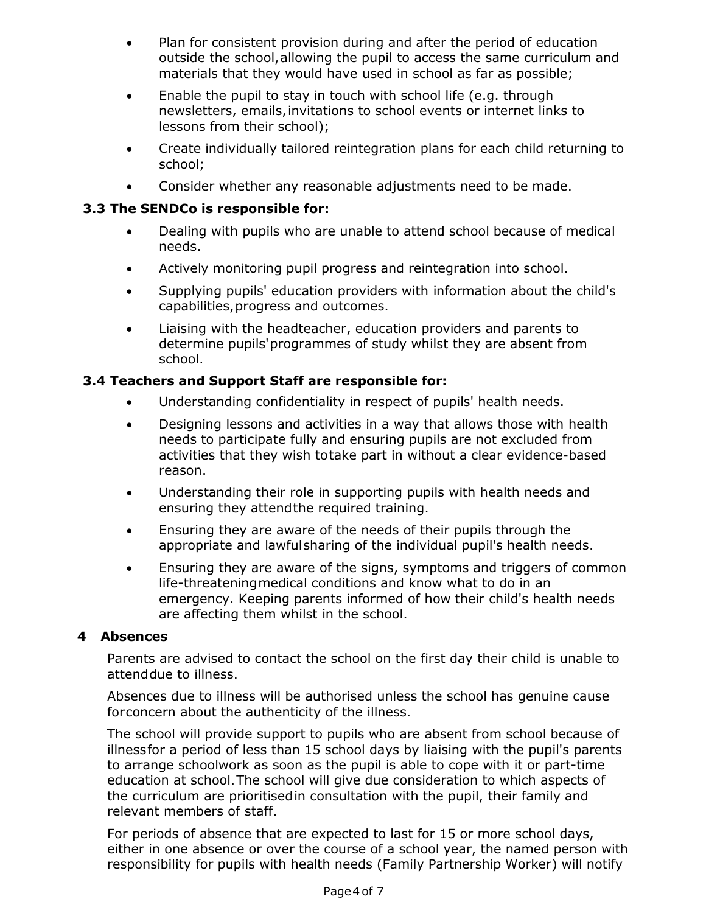- Plan for consistent provision during and after the period of education outside the school, allowing the pupil to access the same curriculum and materials that they would have used in school as far as possible;
- Enable the pupil to stay in touch with school life (e.g. through newsletters, emails, invitations to school events or internet links to lessons from their school);
- Create individually tailored reintegration plans for each child returning to school;
- Consider whether any reasonable adjustments need to be made.

### 3.3 The SENDCo is responsible for:

- Dealing with pupils who are unable to attend school because of medical needs.
- Actively monitoring pupil progress and reintegration into school.
- Supplying pupils' education providers with information about the child's capabilities, progress and outcomes.
- Liaising with the headteacher, education providers and parents to determine pupils' programmes of study whilst they are absent from school.

### 3.4 Teachers and Support Staff are responsible for:

- Understanding confidentiality in respect of pupils' health needs.
- Designing lessons and activities in a way that allows those with health needs to participate fully and ensuring pupils are not excluded from activities that they wish to take part in without a clear evidence-based reason.
- Understanding their role in supporting pupils with health needs and ensuring they attend the required training.
- Ensuring they are aware of the needs of their pupils through the appropriate and lawful sharing of the individual pupil's health needs.
- Ensuring they are aware of the signs, symptoms and triggers of common life-threatening medical conditions and know what to do in an emergency. Keeping parents informed of how their child's health needs are affecting them whilst in the school.

## 4 Absences

Parents are advised to contact the school on the first day their child is unable to attend due to illness.

Absences due to illness will be authorised unless the school has genuine cause for concern about the authenticity of the illness.

The school will provide support to pupils who are absent from school because of illness for a period of less than 15 school days by liaising with the pupil's parents to arrange schoolwork as soon as the pupil is able to cope with it or part-time education at school. The school will give due consideration to which aspects of the curriculum are prioritised in consultation with the pupil, their family and relevant members of staff.

For periods of absence that are expected to last for 15 or more school days, either in one absence or over the course of a school year, the named person with responsibility for pupils with health needs (Family Partnership Worker) will notify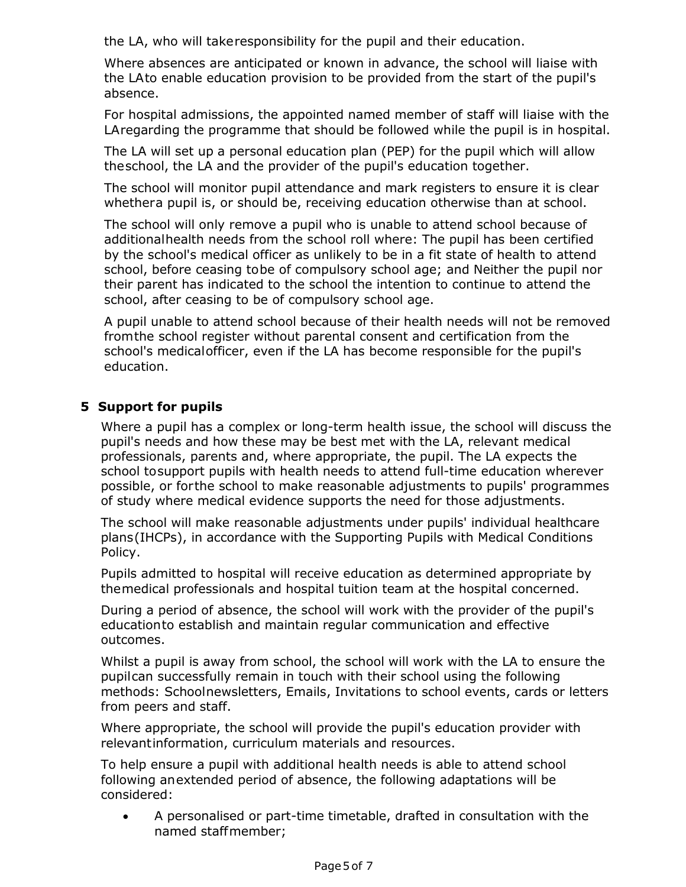the LA, who will takeresponsibility for the pupil and their education.

Where absences are anticipated or known in advance, the school will liaise with the LAto enable education provision to be provided from the start of the pupil's absence.

For hospital admissions, the appointed named member of staff will liaise with the LAregarding the programme that should be followed while the pupil is in hospital.

The LA will set up a personal education plan (PEP) for the pupil which will allow theschool, the LA and the provider of the pupil's education together.

The school will monitor pupil attendance and mark registers to ensure it is clear whethera pupil is, or should be, receiving education otherwise than at school.

The school will only remove a pupil who is unable to attend school because of additionalhealth needs from the school roll where: The pupil has been certified by the school's medical officer as unlikely to be in a fit state of health to attend school, before ceasing tobe of compulsory school age; and Neither the pupil nor their parent has indicated to the school the intention to continue to attend the school, after ceasing to be of compulsory school age.

A pupil unable to attend school because of their health needs will not be removed fromthe school register without parental consent and certification from the school's medicalofficer, even if the LA has become responsible for the pupil's education.

## 5 Support for pupils

Where a pupil has a complex or long-term health issue, the school will discuss the pupil's needs and how these may be best met with the LA, relevant medical professionals, parents and, where appropriate, the pupil. The LA expects the school tosupport pupils with health needs to attend full-time education wherever possible, or forthe school to make reasonable adjustments to pupils' programmes of study where medical evidence supports the need for those adjustments.

The school will make reasonable adjustments under pupils' individual healthcare plans(IHCPs), in accordance with the Supporting Pupils with Medical Conditions Policy.

Pupils admitted to hospital will receive education as determined appropriate by themedical professionals and hospital tuition team at the hospital concerned.

During a period of absence, the school will work with the provider of the pupil's educationto establish and maintain regular communication and effective outcomes.

Whilst a pupil is away from school, the school will work with the LA to ensure the pupilcan successfully remain in touch with their school using the following methods: Schoolnewsletters, Emails, Invitations to school events, cards or letters from peers and staff.

Where appropriate, the school will provide the pupil's education provider with relevantinformation, curriculum materials and resources.

To help ensure a pupil with additional health needs is able to attend school following anextended period of absence, the following adaptations will be considered:

- A personalised or part-time timetable, drafted in consultation with the named staffmember;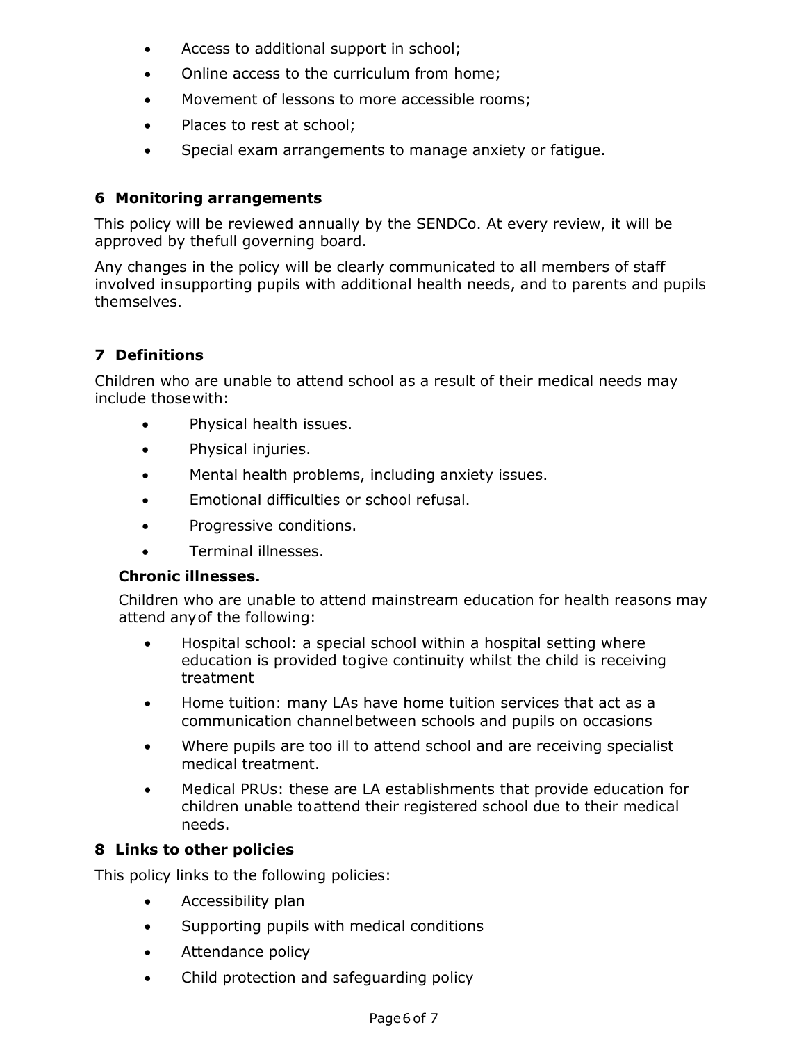- Access to additional support in school;
- Online access to the curriculum from home;
- Movement of lessons to more accessible rooms;
- Places to rest at school;
- Special exam arrangements to manage anxiety or fatigue.

## 6 Monitoring arrangements

This policy will be reviewed annually by the SENDCo. At every review, it will be approved by the full governing board.

Any changes in the policy will be clearly communicated to all members of staff involved in supporting pupils with additional health needs, and to parents and pupils themselves.

## 7 Definitions

Children who are unable to attend school as a result of their medical needs may include those with:

- Physical health issues.
- Physical injuries.
- Mental health problems, including anxiety issues.
- Emotional difficulties or school refusal.
- Progressive conditions.
- Terminal illnesses.

**Chronic illnesses.**

Children who are unable to attend mainstream education for health reasons may attend any of the following:

- Hospital school: a special school within a hospital setting where education is provided to give continuity whilst the child is receiving treatment
- Home tuition: many LAs have home tuition services that act as a communication channel between schools and pupils on occasions
- Where pupils are too ill to attend school and are receiving specialist medical treatment.
- Medical PRUs: these are LA establishments that provide education for children unable to attend their registered school due to their medical needs.

## 8 Links to other policies

This policy links to the following policies:

- Accessibility plan
- Supporting pupils with medical conditions
- Attendance policy
- Child protection and safeguarding policy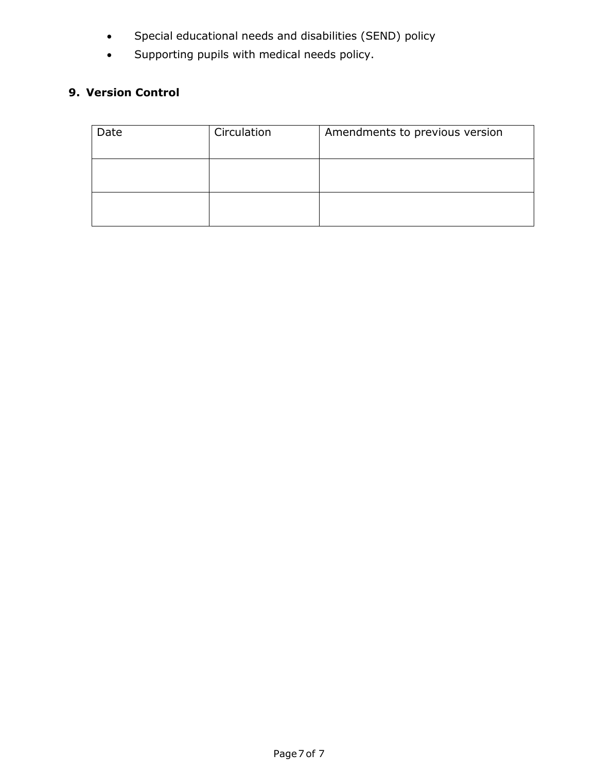- Special educational needs and disabilities (SEND) policy
- Supporting pupils with medical needs policy.

## 9. Version Control

| Date | Circulation | Amendments to previous version |
|---|---|---|
| | | |
| | | |